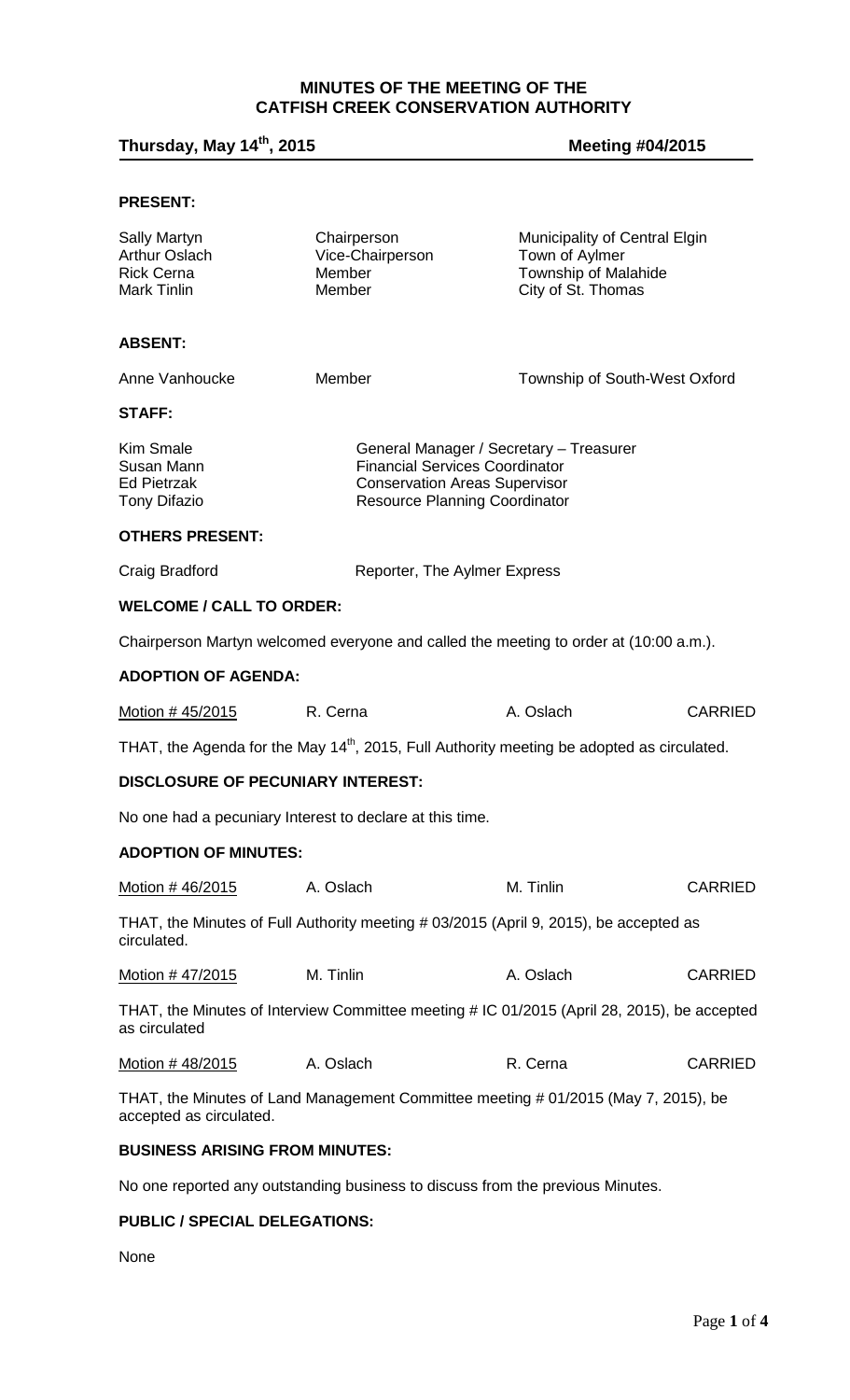# MINUTES OF THE MEETING OF THE CATFISH CREEK CONSERVATION AUTHORITY

**Thursday, May 14th, 2015** **Meeting #04/2015**

**PRESENT:**

| | | |
|---|---|---|
| Sally Martyn | Chairperson | Municipality of Central Elgin |
| Arthur Oslach | Vice-Chairperson | Town of Aylmer |
| Rick Cerna | Member | Township of Malahide |
| Mark Tinlin | Member | City of St. Thomas |

**ABSENT:**

| | | |
|---|---|---|
| Anne Vanhoucke | Member | Township of South-West Oxford |

**STAFF:**

| | |
|---|---|
| Kim Smale | General Manager / Secretary – Treasurer |
| Susan Mann | Financial Services Coordinator |
| Ed Pietrzak | Conservation Areas Supervisor |
| Tony Difazio | Resource Planning Coordinator |

**OTHERS PRESENT:**

| | |
|---|---|
| Craig Bradford | Reporter, The Aylmer Express |

**WELCOME / CALL TO ORDER:**

Chairperson Martyn welcomed everyone and called the meeting to order at (10:00 a.m.).

**ADOPTION OF AGENDA:**

| | | | |
|---|---|---|---|
| Motion # 45/2015 | R. Cerna | A. Oslach | CARRIED |

THAT, the Agenda for the May 14th, 2015, Full Authority meeting be adopted as circulated.

**DISCLOSURE OF PECUNIARY INTEREST:**

No one had a pecuniary Interest to declare at this time.

**ADOPTION OF MINUTES:**

| | | | |
|---|---|---|---|
| Motion # 46/2015 | A. Oslach | M. Tinlin | CARRIED |

THAT, the Minutes of Full Authority meeting # 03/2015 (April 9, 2015), be accepted as circulated.

| | | | |
|---|---|---|---|
| Motion # 47/2015 | M. Tinlin | A. Oslach | CARRIED |

THAT, the Minutes of Interview Committee meeting # IC 01/2015 (April 28, 2015), be accepted as circulated

| | | | |
|---|---|---|---|
| Motion # 48/2015 | A. Oslach | R. Cerna | CARRIED |

THAT, the Minutes of Land Management Committee meeting # 01/2015 (May 7, 2015), be accepted as circulated.

**BUSINESS ARISING FROM MINUTES:**

No one reported any outstanding business to discuss from the previous Minutes.

**PUBLIC / SPECIAL DELEGATIONS:**

None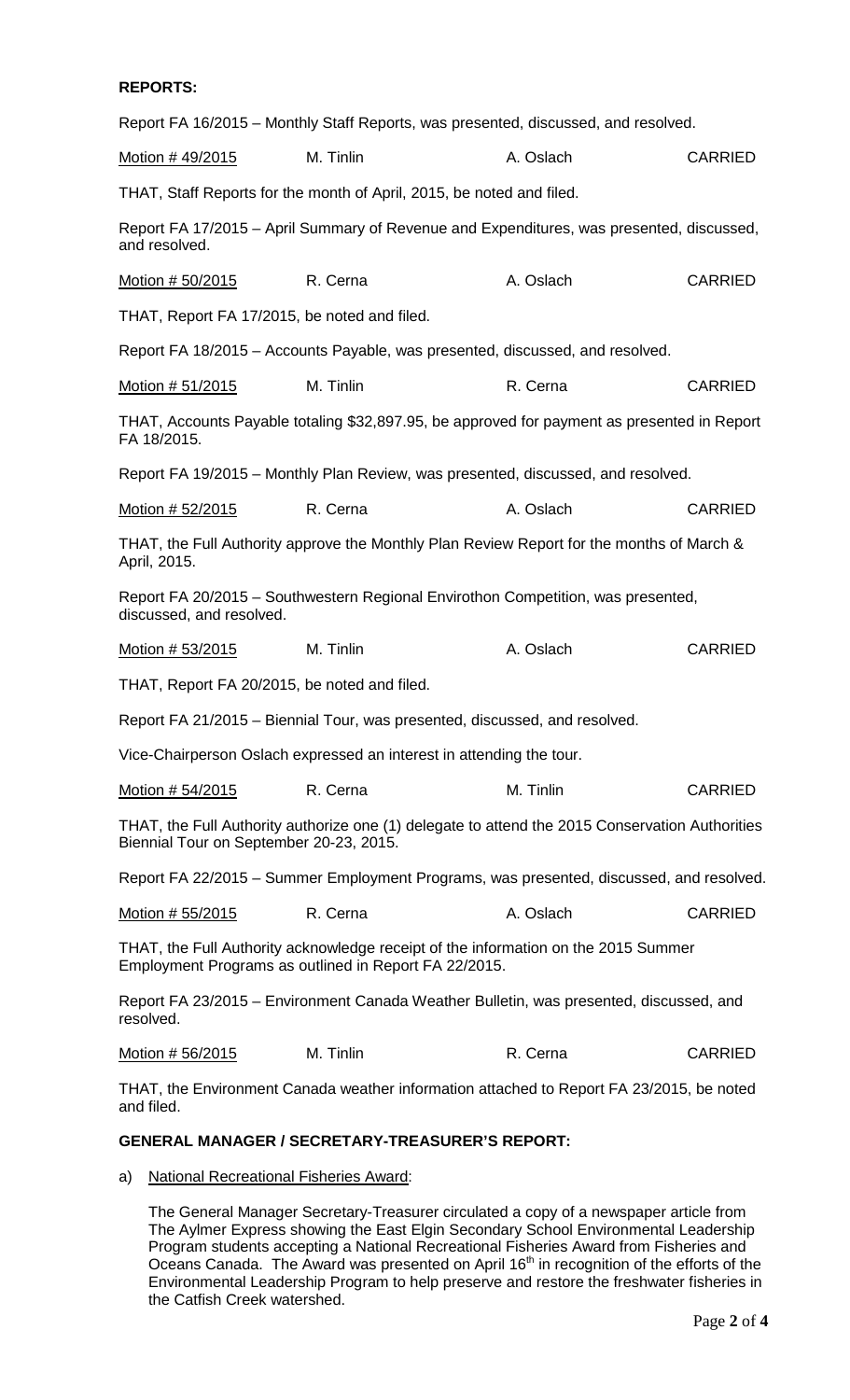**REPORTS:**

Report FA 16/2015 – Monthly Staff Reports, was presented, discussed, and resolved.

| Motion # 49/2015 | M. Tinlin | A. Oslach | CARRIED |
|---|---|---|---|

THAT, Staff Reports for the month of April, 2015, be noted and filed.

Report FA 17/2015 – April Summary of Revenue and Expenditures, was presented, discussed, and resolved.

| Motion # 50/2015 | R. Cerna | A. Oslach | CARRIED |
|---|---|---|---|

THAT, Report FA 17/2015, be noted and filed.

Report FA 18/2015 – Accounts Payable, was presented, discussed, and resolved.

| Motion # 51/2015 | M. Tinlin | R. Cerna | CARRIED |
|---|---|---|---|

THAT, Accounts Payable totaling $32,897.95, be approved for payment as presented in Report FA 18/2015.

Report FA 19/2015 – Monthly Plan Review, was presented, discussed, and resolved.

| Motion # 52/2015 | R. Cerna | A. Oslach | CARRIED |
|---|---|---|---|

THAT, the Full Authority approve the Monthly Plan Review Report for the months of March & April, 2015.

Report FA 20/2015 – Southwestern Regional Envirothon Competition, was presented, discussed, and resolved.

| Motion # 53/2015 | M. Tinlin | A. Oslach | CARRIED |
|---|---|---|---|

THAT, Report FA 20/2015, be noted and filed.

Report FA 21/2015 – Biennial Tour, was presented, discussed, and resolved.

Vice-Chairperson Oslach expressed an interest in attending the tour.

| Motion # 54/2015 | R. Cerna | M. Tinlin | CARRIED |
|---|---|---|---|

THAT, the Full Authority authorize one (1) delegate to attend the 2015 Conservation Authorities Biennial Tour on September 20-23, 2015.

Report FA 22/2015 – Summer Employment Programs, was presented, discussed, and resolved.

| Motion # 55/2015 | R. Cerna | A. Oslach | CARRIED |
|---|---|---|---|

THAT, the Full Authority acknowledge receipt of the information on the 2015 Summer Employment Programs as outlined in Report FA 22/2015.

Report FA 23/2015 – Environment Canada Weather Bulletin, was presented, discussed, and resolved.

| Motion # 56/2015 | M. Tinlin | R. Cerna | CARRIED |
|---|---|---|---|

THAT, the Environment Canada weather information attached to Report FA 23/2015, be noted and filed.

**GENERAL MANAGER / SECRETARY-TREASURER'S REPORT:**

a) National Recreational Fisheries Award:

The General Manager Secretary-Treasurer circulated a copy of a newspaper article from The Aylmer Express showing the East Elgin Secondary School Environmental Leadership Program students accepting a National Recreational Fisheries Award from Fisheries and Oceans Canada. The Award was presented on April 16th in recognition of the efforts of the Environmental Leadership Program to help preserve and restore the freshwater fisheries in the Catfish Creek watershed.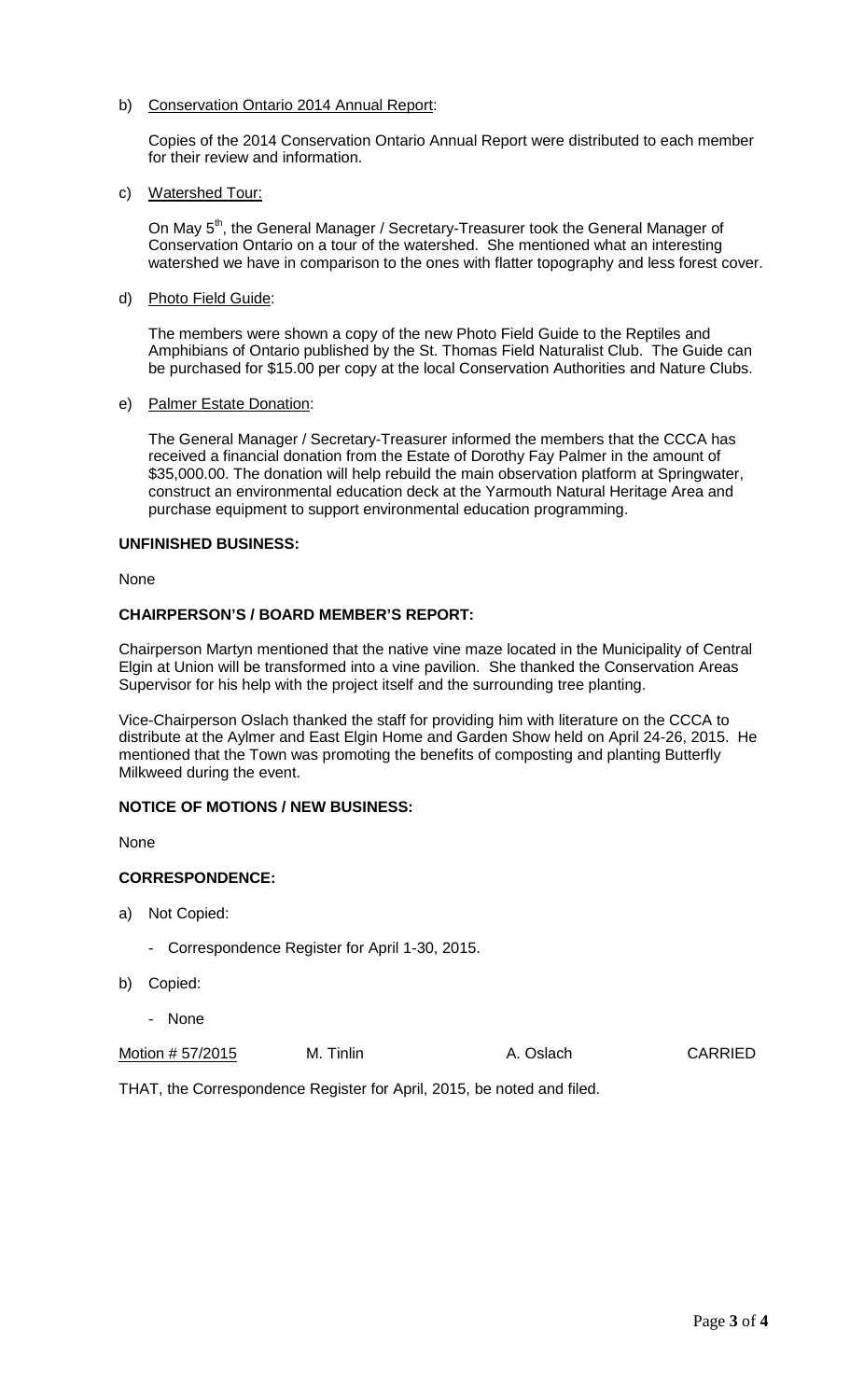b) <u>Conservation Ontario 2014 Annual Report</u>:

Copies of the 2014 Conservation Ontario Annual Report were distributed to each member for their review and information.

c) <u>Watershed Tour:</u>

On May 5th, the General Manager / Secretary-Treasurer took the General Manager of Conservation Ontario on a tour of the watershed. She mentioned what an interesting watershed we have in comparison to the ones with flatter topography and less forest cover.

d) <u>Photo Field Guide</u>:

The members were shown a copy of the new Photo Field Guide to the Reptiles and Amphibians of Ontario published by the St. Thomas Field Naturalist Club. The Guide can be purchased for $15.00 per copy at the local Conservation Authorities and Nature Clubs.

e) <u>Palmer Estate Donation</u>:

The General Manager / Secretary-Treasurer informed the members that the CCCA has received a financial donation from the Estate of Dorothy Fay Palmer in the amount of $35,000.00. The donation will help rebuild the main observation platform at Springwater, construct an environmental education deck at the Yarmouth Natural Heritage Area and purchase equipment to support environmental education programming.

**UNFINISHED BUSINESS:**

None

**CHAIRPERSON'S / BOARD MEMBER'S REPORT:**

Chairperson Martyn mentioned that the native vine maze located in the Municipality of Central Elgin at Union will be transformed into a vine pavilion. She thanked the Conservation Areas Supervisor for his help with the project itself and the surrounding tree planting.

Vice-Chairperson Oslach thanked the staff for providing him with literature on the CCCA to distribute at the Aylmer and East Elgin Home and Garden Show held on April 24-26, 2015. He mentioned that the Town was promoting the benefits of composting and planting Butterfly Milkweed during the event.

**NOTICE OF MOTIONS / NEW BUSINESS:**

None

**CORRESPONDENCE:**

a) Not Copied:

- Correspondence Register for April 1-30, 2015.

b) Copied:

- None

<u>Motion # 57/2015</u> M. Tinlin A. Oslach CARRIED

THAT, the Correspondence Register for April, 2015, be noted and filed.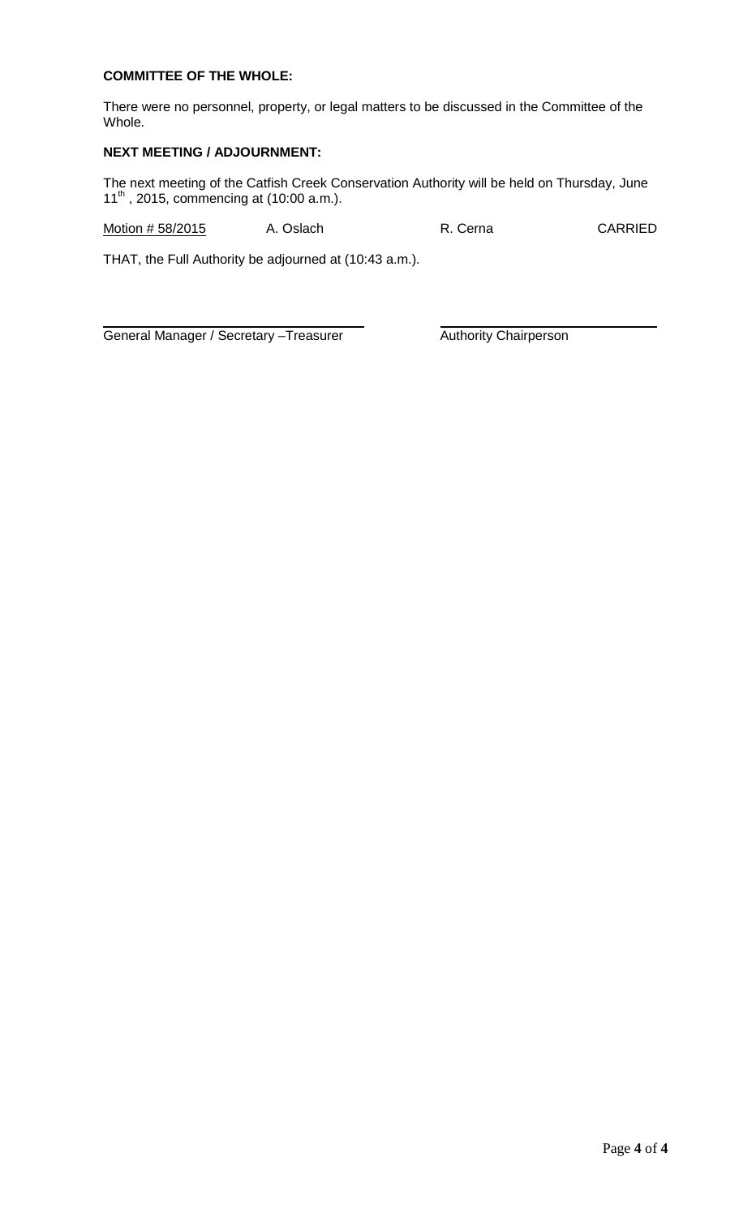**COMMITTEE OF THE WHOLE:**

There were no personnel, property, or legal matters to be discussed in the Committee of the Whole.

**NEXT MEETING / ADJOURNMENT:**

The next meeting of the Catfish Creek Conservation Authority will be held on Thursday, June 11th, 2015, commencing at (10:00 a.m.).

| | | | |
|---|---|---|---|
| Motion # 58/2015 | A. Oslach | R. Cerna | CARRIED |

THAT, the Full Authority be adjourned at (10:43 a.m.).

General Manager / Secretary –Treasurer

Authority Chairperson